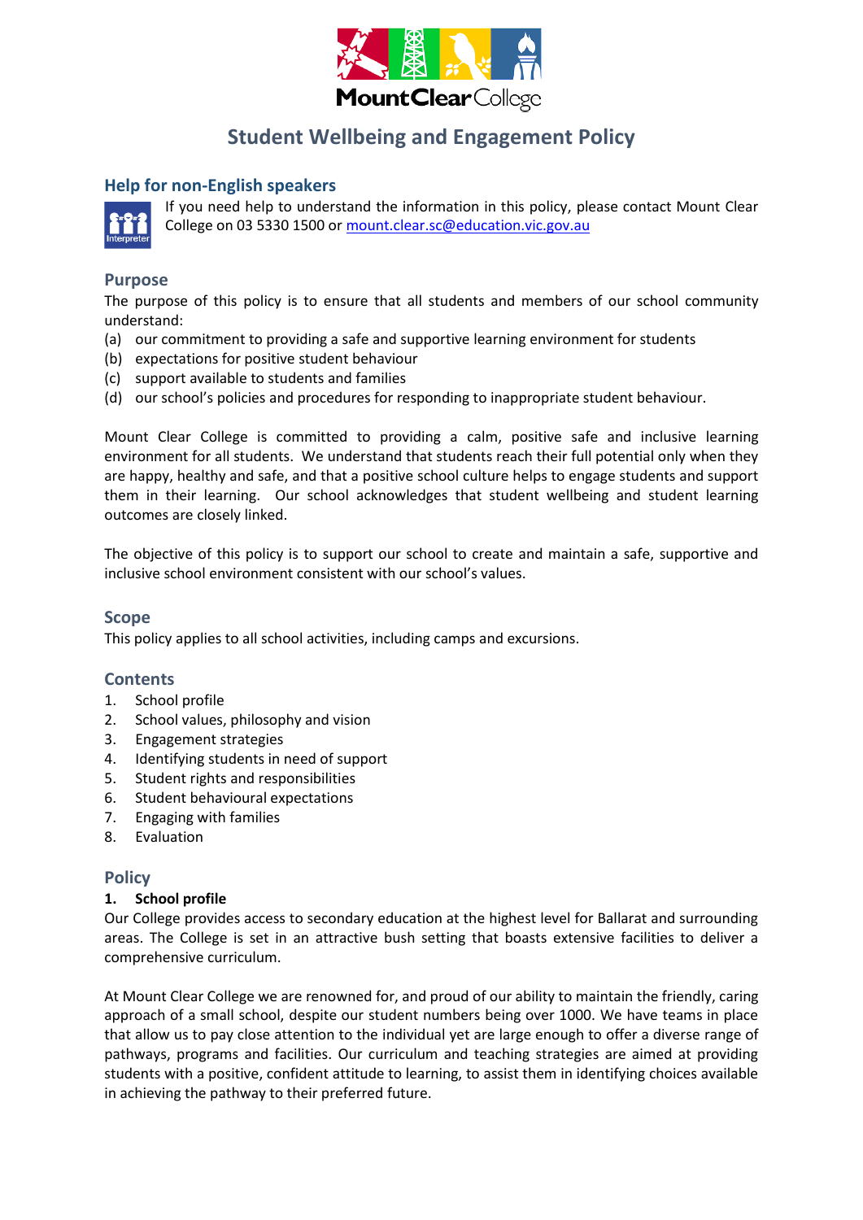# Student Wellbeing and Engagement Policy

## Help for non-English speakers

If you need help to understand the information in this policy, please contact Mount Clear College on 03 5330 1500 or mount.clear.sc@education.vic.gov.au

## Purpose

The purpose of this policy is to ensure that all students and members of our school community understand:

(a) our commitment to providing a safe and supportive learning environment for students
(b) expectations for positive student behaviour
(c) support available to students and families
(d) our school's policies and procedures for responding to inappropriate student behaviour.

Mount Clear College is committed to providing a calm, positive safe and inclusive learning environment for all students. We understand that students reach their full potential only when they are happy, healthy and safe, and that a positive school culture helps to engage students and support them in their learning. Our school acknowledges that student wellbeing and student learning outcomes are closely linked.

The objective of this policy is to support our school to create and maintain a safe, supportive and inclusive school environment consistent with our school's values.

## Scope

This policy applies to all school activities, including camps and excursions.

## Contents

1. School profile
2. School values, philosophy and vision
3. Engagement strategies
4. Identifying students in need of support
5. Student rights and responsibilities
6. Student behavioural expectations
7. Engaging with families
8. Evaluation

## Policy

### 1. School profile

Our College provides access to secondary education at the highest level for Ballarat and surrounding areas. The College is set in an attractive bush setting that boasts extensive facilities to deliver a comprehensive curriculum.

At Mount Clear College we are renowned for, and proud of our ability to maintain the friendly, caring approach of a small school, despite our student numbers being over 1000. We have teams in place that allow us to pay close attention to the individual yet are large enough to offer a diverse range of pathways, programs and facilities. Our curriculum and teaching strategies are aimed at providing students with a positive, confident attitude to learning, to assist them in identifying choices available in achieving the pathway to their preferred future.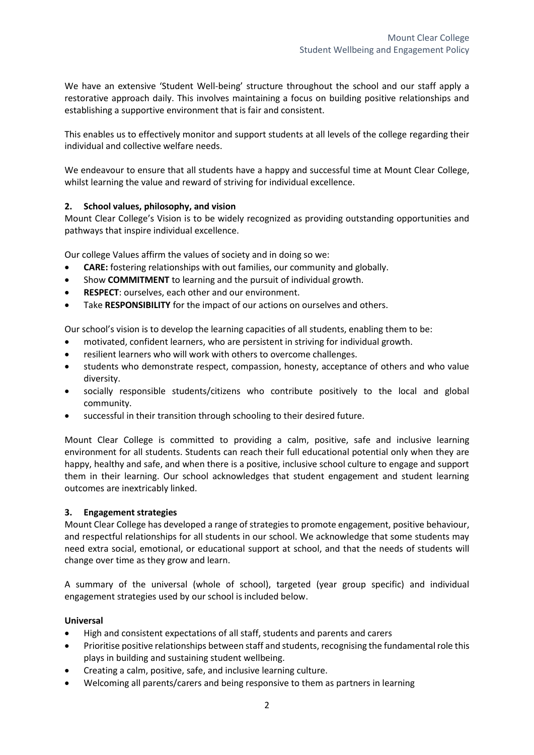We have an extensive 'Student Well-being' structure throughout the school and our staff apply a restorative approach daily. This involves maintaining a focus on building positive relationships and establishing a supportive environment that is fair and consistent.

This enables us to effectively monitor and support students at all levels of the college regarding their individual and collective welfare needs.

We endeavour to ensure that all students have a happy and successful time at Mount Clear College, whilst learning the value and reward of striving for individual excellence.

## 2. School values, philosophy, and vision

Mount Clear College's Vision is to be widely recognized as providing outstanding opportunities and pathways that inspire individual excellence.

Our college Values affirm the values of society and in doing so we:

- **CARE:** fostering relationships with out families, our community and globally.
- Show **COMMITMENT** to learning and the pursuit of individual growth.
- **RESPECT**: ourselves, each other and our environment.
- Take **RESPONSIBILITY** for the impact of our actions on ourselves and others.

Our school's vision is to develop the learning capacities of all students, enabling them to be:

- motivated, confident learners, who are persistent in striving for individual growth.
- resilient learners who will work with others to overcome challenges.
- students who demonstrate respect, compassion, honesty, acceptance of others and who value diversity.
- socially responsible students/citizens who contribute positively to the local and global community.
- successful in their transition through schooling to their desired future.

Mount Clear College is committed to providing a calm, positive, safe and inclusive learning environment for all students. Students can reach their full educational potential only when they are happy, healthy and safe, and when there is a positive, inclusive school culture to engage and support them in their learning. Our school acknowledges that student engagement and student learning outcomes are inextricably linked.

## 3. Engagement strategies

Mount Clear College has developed a range of strategies to promote engagement, positive behaviour, and respectful relationships for all students in our school. We acknowledge that some students may need extra social, emotional, or educational support at school, and that the needs of students will change over time as they grow and learn.

A summary of the universal (whole of school), targeted (year group specific) and individual engagement strategies used by our school is included below.

### Universal

- High and consistent expectations of all staff, students and parents and carers
- Prioritise positive relationships between staff and students, recognising the fundamental role this plays in building and sustaining student wellbeing.
- Creating a calm, positive, safe, and inclusive learning culture.
- Welcoming all parents/carers and being responsive to them as partners in learning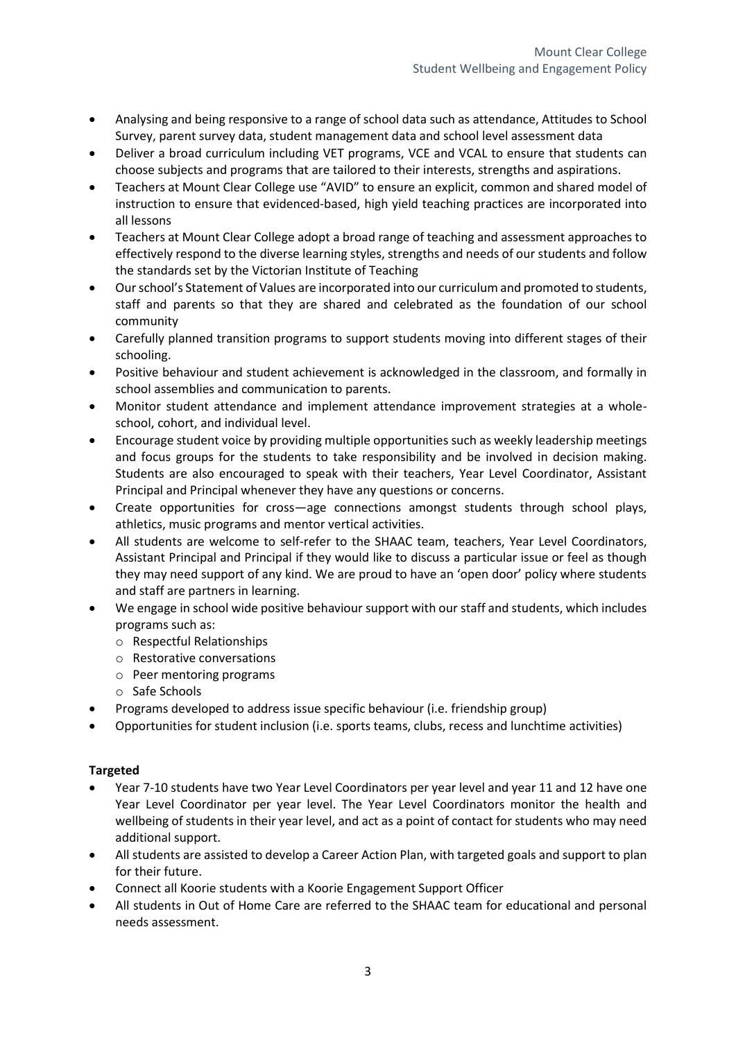- Analysing and being responsive to a range of school data such as attendance, Attitudes to School Survey, parent survey data, student management data and school level assessment data
- Deliver a broad curriculum including VET programs, VCE and VCAL to ensure that students can choose subjects and programs that are tailored to their interests, strengths and aspirations.
- Teachers at Mount Clear College use "AVID" to ensure an explicit, common and shared model of instruction to ensure that evidenced-based, high yield teaching practices are incorporated into all lessons
- Teachers at Mount Clear College adopt a broad range of teaching and assessment approaches to effectively respond to the diverse learning styles, strengths and needs of our students and follow the standards set by the Victorian Institute of Teaching
- Our school's Statement of Values are incorporated into our curriculum and promoted to students, staff and parents so that they are shared and celebrated as the foundation of our school community
- Carefully planned transition programs to support students moving into different stages of their schooling.
- Positive behaviour and student achievement is acknowledged in the classroom, and formally in school assemblies and communication to parents.
- Monitor student attendance and implement attendance improvement strategies at a whole-school, cohort, and individual level.
- Encourage student voice by providing multiple opportunities such as weekly leadership meetings and focus groups for the students to take responsibility and be involved in decision making. Students are also encouraged to speak with their teachers, Year Level Coordinator, Assistant Principal and Principal whenever they have any questions or concerns.
- Create opportunities for cross—age connections amongst students through school plays, athletics, music programs and mentor vertical activities.
- All students are welcome to self-refer to the SHAAC team, teachers, Year Level Coordinators, Assistant Principal and Principal if they would like to discuss a particular issue or feel as though they may need support of any kind. We are proud to have an 'open door' policy where students and staff are partners in learning.
- We engage in school wide positive behaviour support with our staff and students, which includes programs such as:
  - Respectful Relationships
  - Restorative conversations
  - Peer mentoring programs
  - Safe Schools
- Programs developed to address issue specific behaviour (i.e. friendship group)
- Opportunities for student inclusion (i.e. sports teams, clubs, recess and lunchtime activities)

**Targeted**

- Year 7-10 students have two Year Level Coordinators per year level and year 11 and 12 have one Year Level Coordinator per year level. The Year Level Coordinators monitor the health and wellbeing of students in their year level, and act as a point of contact for students who may need additional support.
- All students are assisted to develop a Career Action Plan, with targeted goals and support to plan for their future.
- Connect all Koorie students with a Koorie Engagement Support Officer
- All students in Out of Home Care are referred to the SHAAC team for educational and personal needs assessment.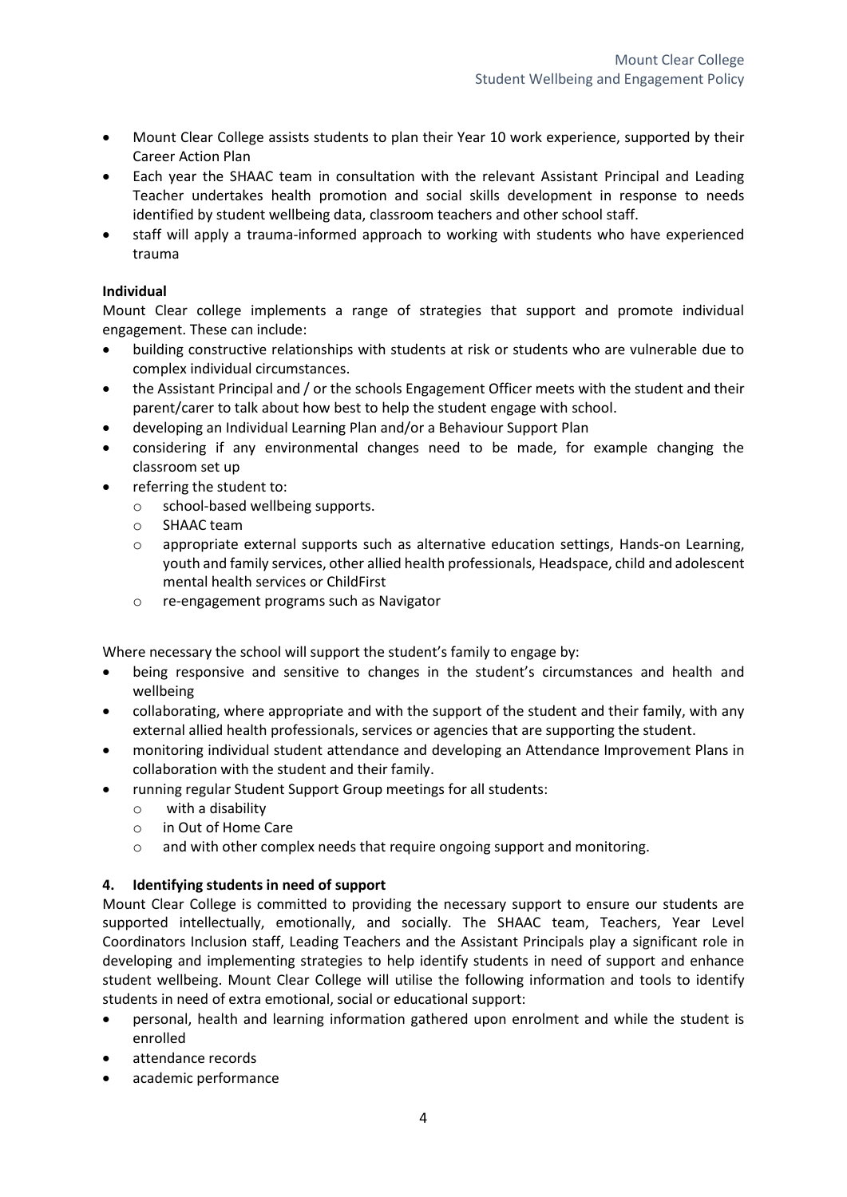- Mount Clear College assists students to plan their Year 10 work experience, supported by their Career Action Plan
- Each year the SHAAC team in consultation with the relevant Assistant Principal and Leading Teacher undertakes health promotion and social skills development in response to needs identified by student wellbeing data, classroom teachers and other school staff.
- staff will apply a trauma-informed approach to working with students who have experienced trauma

**Individual**

Mount Clear college implements a range of strategies that support and promote individual engagement. These can include:

- building constructive relationships with students at risk or students who are vulnerable due to complex individual circumstances.
- the Assistant Principal and / or the schools Engagement Officer meets with the student and their parent/carer to talk about how best to help the student engage with school.
- developing an Individual Learning Plan and/or a Behaviour Support Plan
- considering if any environmental changes need to be made, for example changing the classroom set up
- referring the student to:
    - school-based wellbeing supports.
    - SHAAC team
    - appropriate external supports such as alternative education settings, Hands-on Learning, youth and family services, other allied health professionals, Headspace, child and adolescent mental health services or ChildFirst
    - re-engagement programs such as Navigator

Where necessary the school will support the student's family to engage by:

- being responsive and sensitive to changes in the student's circumstances and health and wellbeing
- collaborating, where appropriate and with the support of the student and their family, with any external allied health professionals, services or agencies that are supporting the student.
- monitoring individual student attendance and developing an Attendance Improvement Plans in collaboration with the student and their family.
- running regular Student Support Group meetings for all students:
    - with a disability
    - in Out of Home Care
    - and with other complex needs that require ongoing support and monitoring.

**4. Identifying students in need of support**

Mount Clear College is committed to providing the necessary support to ensure our students are supported intellectually, emotionally, and socially. The SHAAC team, Teachers, Year Level Coordinators Inclusion staff, Leading Teachers and the Assistant Principals play a significant role in developing and implementing strategies to help identify students in need of support and enhance student wellbeing. Mount Clear College will utilise the following information and tools to identify students in need of extra emotional, social or educational support:

- personal, health and learning information gathered upon enrolment and while the student is enrolled
- attendance records
- academic performance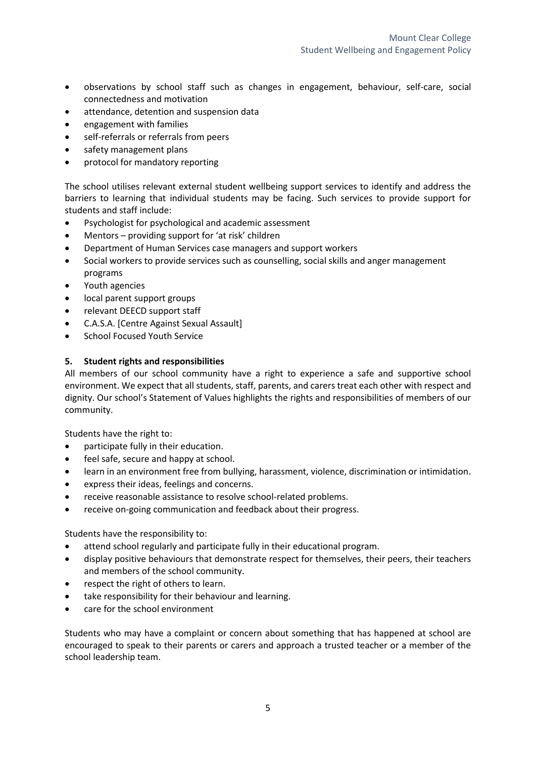- observations by school staff such as changes in engagement, behaviour, self-care, social connectedness and motivation
- attendance, detention and suspension data
- engagement with families
- self-referrals or referrals from peers
- safety management plans
- protocol for mandatory reporting

The school utilises relevant external student wellbeing support services to identify and address the barriers to learning that individual students may be facing. Such services to provide support for students and staff include:

- Psychologist for psychological and academic assessment
- Mentors – providing support for 'at risk' children
- Department of Human Services case managers and support workers
- Social workers to provide services such as counselling, social skills and anger management programs
- Youth agencies
- local parent support groups
- relevant DEECD support staff
- C.A.S.A. [Centre Against Sexual Assault]
- School Focused Youth Service

### 5. Student rights and responsibilities

All members of our school community have a right to experience a safe and supportive school environment. We expect that all students, staff, parents, and carers treat each other with respect and dignity. Our school's Statement of Values highlights the rights and responsibilities of members of our community.

Students have the right to:

- participate fully in their education.
- feel safe, secure and happy at school.
- learn in an environment free from bullying, harassment, violence, discrimination or intimidation.
- express their ideas, feelings and concerns.
- receive reasonable assistance to resolve school-related problems.
- receive on-going communication and feedback about their progress.

Students have the responsibility to:

- attend school regularly and participate fully in their educational program.
- display positive behaviours that demonstrate respect for themselves, their peers, their teachers and members of the school community.
- respect the right of others to learn.
- take responsibility for their behaviour and learning.
- care for the school environment

Students who may have a complaint or concern about something that has happened at school are encouraged to speak to their parents or carers and approach a trusted teacher or a member of the school leadership team.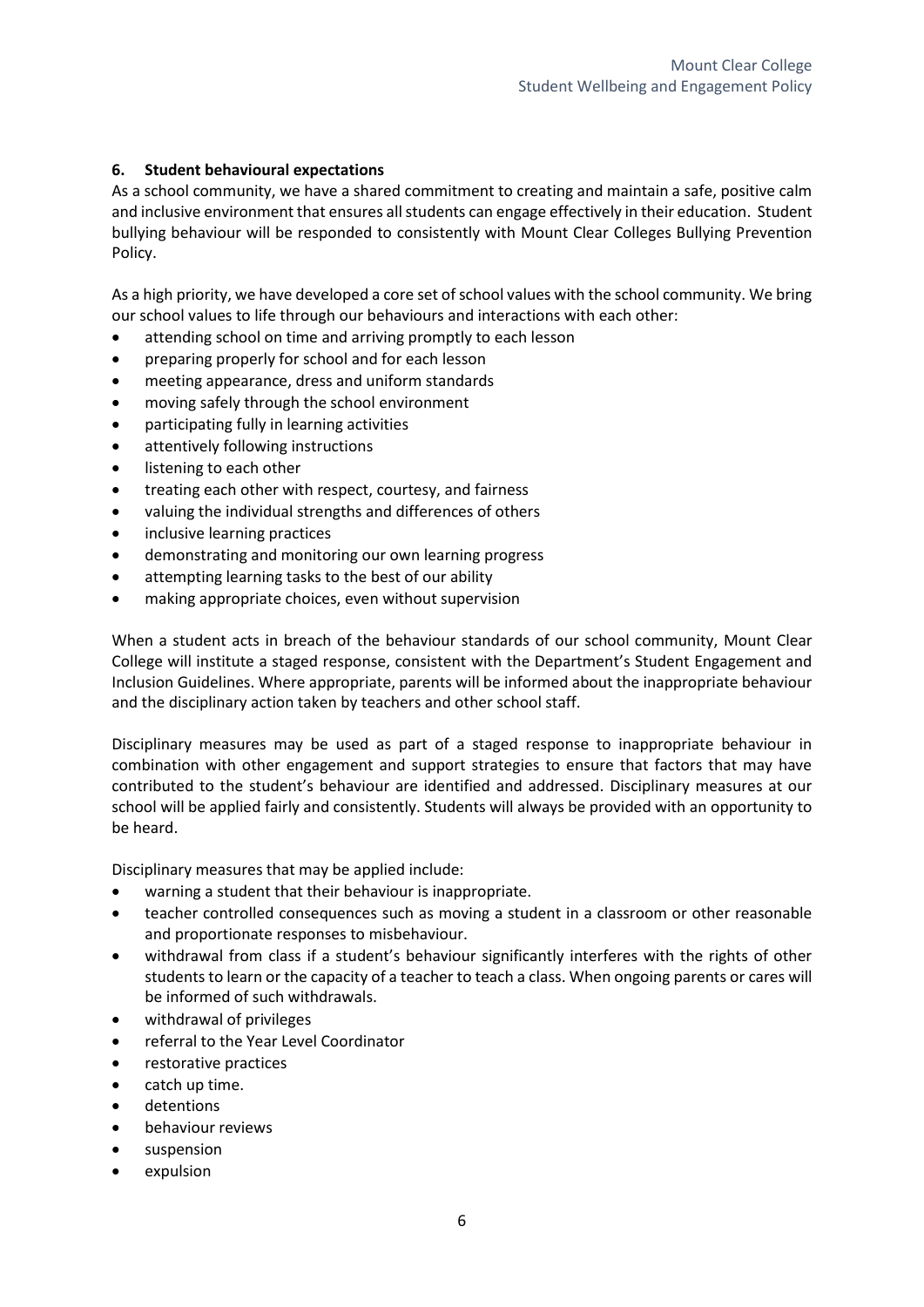## 6. Student behavioural expectations

As a school community, we have a shared commitment to creating and maintain a safe, positive calm and inclusive environment that ensures all students can engage effectively in their education. Student bullying behaviour will be responded to consistently with Mount Clear Colleges Bullying Prevention Policy.

As a high priority, we have developed a core set of school values with the school community. We bring our school values to life through our behaviours and interactions with each other:

- attending school on time and arriving promptly to each lesson
- preparing properly for school and for each lesson
- meeting appearance, dress and uniform standards
- moving safely through the school environment
- participating fully in learning activities
- attentively following instructions
- listening to each other
- treating each other with respect, courtesy, and fairness
- valuing the individual strengths and differences of others
- inclusive learning practices
- demonstrating and monitoring our own learning progress
- attempting learning tasks to the best of our ability
- making appropriate choices, even without supervision

When a student acts in breach of the behaviour standards of our school community, Mount Clear College will institute a staged response, consistent with the Department's Student Engagement and Inclusion Guidelines. Where appropriate, parents will be informed about the inappropriate behaviour and the disciplinary action taken by teachers and other school staff.

Disciplinary measures may be used as part of a staged response to inappropriate behaviour in combination with other engagement and support strategies to ensure that factors that may have contributed to the student's behaviour are identified and addressed. Disciplinary measures at our school will be applied fairly and consistently. Students will always be provided with an opportunity to be heard.

Disciplinary measures that may be applied include:

- warning a student that their behaviour is inappropriate.
- teacher controlled consequences such as moving a student in a classroom or other reasonable and proportionate responses to misbehaviour.
- withdrawal from class if a student's behaviour significantly interferes with the rights of other students to learn or the capacity of a teacher to teach a class. When ongoing parents or cares will be informed of such withdrawals.
- withdrawal of privileges
- referral to the Year Level Coordinator
- restorative practices
- catch up time.
- detentions
- behaviour reviews
- suspension
- expulsion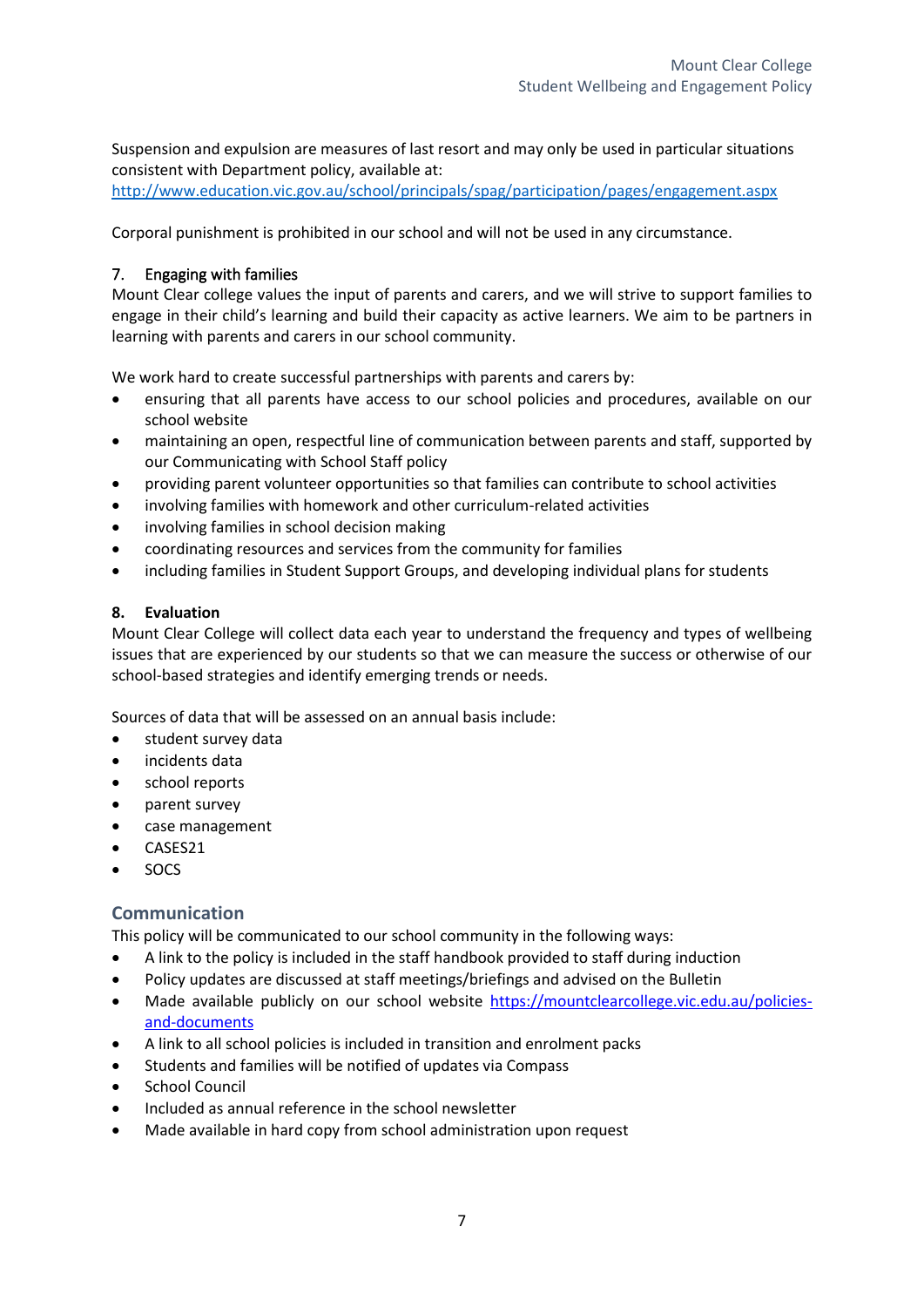Suspension and expulsion are measures of last resort and may only be used in particular situations consistent with Department policy, available at: [http://www.education.vic.gov.au/school/principals/spag/participation/pages/engagement.aspx](http://www.education.vic.gov.au/school/principals/spag/participation/pages/engagement.aspx)

Corporal punishment is prohibited in our school and will not be used in any circumstance.

### 7. Engaging with families

Mount Clear college values the input of parents and carers, and we will strive to support families to engage in their child's learning and build their capacity as active learners. We aim to be partners in learning with parents and carers in our school community.

We work hard to create successful partnerships with parents and carers by:

- ensuring that all parents have access to our school policies and procedures, available on our school website
- maintaining an open, respectful line of communication between parents and staff, supported by our Communicating with School Staff policy
- providing parent volunteer opportunities so that families can contribute to school activities
- involving families with homework and other curriculum-related activities
- involving families in school decision making
- coordinating resources and services from the community for families
- including families in Student Support Groups, and developing individual plans for students

### 8. **Evaluation**

Mount Clear College will collect data each year to understand the frequency and types of wellbeing issues that are experienced by our students so that we can measure the success or otherwise of our school-based strategies and identify emerging trends or needs.

Sources of data that will be assessed on an annual basis include:

- student survey data
- incidents data
- school reports
- parent survey
- case management
- CASES21
- SOCS

## Communication

This policy will be communicated to our school community in the following ways:

- A link to the policy is included in the staff handbook provided to staff during induction
- Policy updates are discussed at staff meetings/briefings and advised on the Bulletin
- Made available publicly on our school website [https://mountclearcollege.vic.edu.au/policies-and-documents](https://mountclearcollege.vic.edu.au/policies-and-documents)
- A link to all school policies is included in transition and enrolment packs
- Students and families will be notified of updates via Compass
- School Council
- Included as annual reference in the school newsletter
- Made available in hard copy from school administration upon request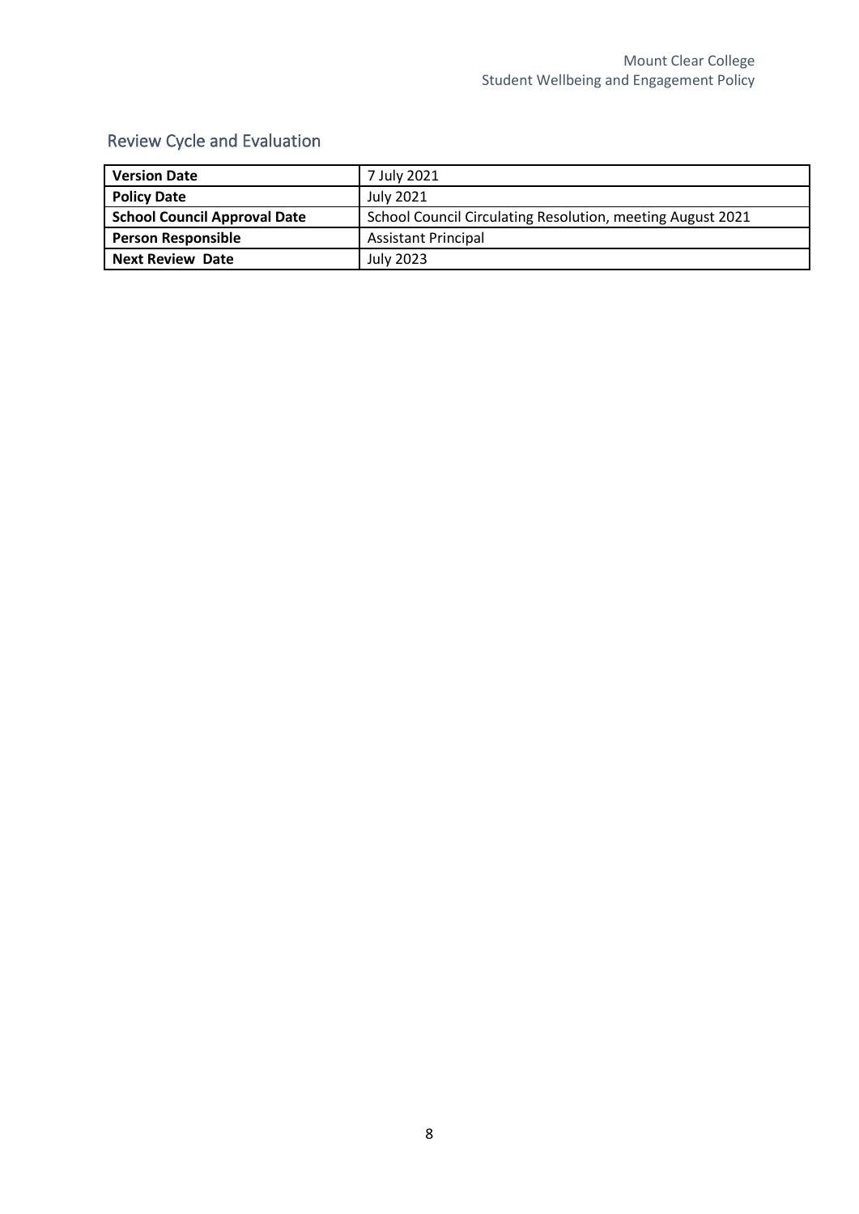## Review Cycle and Evaluation

| | |
|---|---|
| **Version Date** | 7 July 2021 |
| **Policy Date** | July 2021 |
| **School Council Approval Date** | School Council Circulating Resolution, meeting August 2021 |
| **Person Responsible** | Assistant Principal |
| **Next Review Date** | July 2023 |